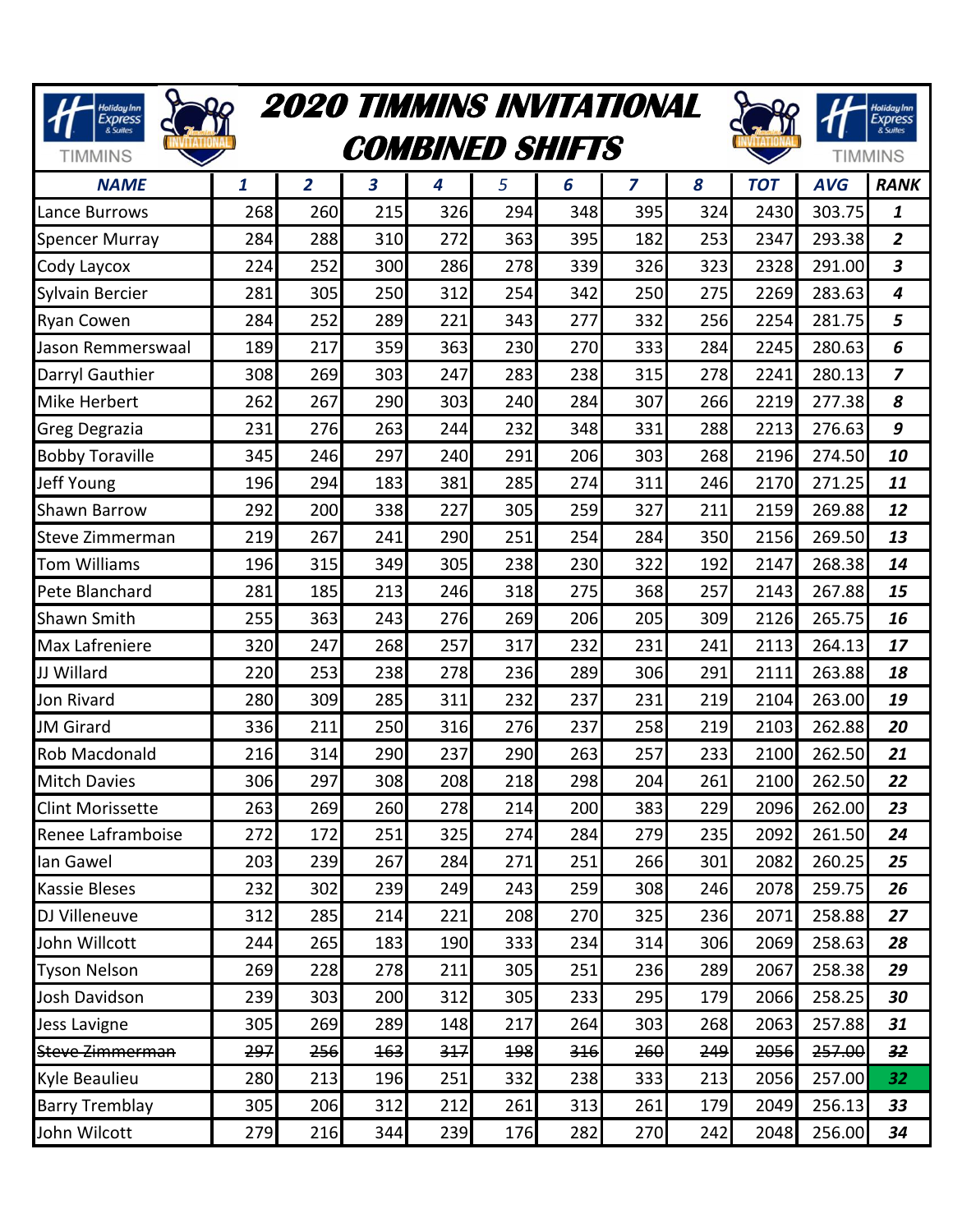# 2020 TIMMINS INVITATIONAL COMBINED SHIFTS

| NAME | 1 | 2 | 3 | 4 | 5 | 6 | 7 | 8 | TOT | AVG | RANK |
|---|---|---|---|---|---|---|---|---|---|---|---|
| Lance Burrows | 268 | 260 | 215 | 326 | 294 | 348 | 395 | 324 | 2430 | 303.75 | 1 |
| Spencer Murray | 284 | 288 | 310 | 272 | 363 | 395 | 182 | 253 | 2347 | 293.38 | 2 |
| Cody Laycox | 224 | 252 | 300 | 286 | 278 | 339 | 326 | 323 | 2328 | 291.00 | 3 |
| Sylvain Bercier | 281 | 305 | 250 | 312 | 254 | 342 | 250 | 275 | 2269 | 283.63 | 4 |
| Ryan Cowen | 284 | 252 | 289 | 221 | 343 | 277 | 332 | 256 | 2254 | 281.75 | 5 |
| Jason Remmerswaal | 189 | 217 | 359 | 363 | 230 | 270 | 333 | 284 | 2245 | 280.63 | 6 |
| Darryl Gauthier | 308 | 269 | 303 | 247 | 283 | 238 | 315 | 278 | 2241 | 280.13 | 7 |
| Mike Herbert | 262 | 267 | 290 | 303 | 240 | 284 | 307 | 266 | 2219 | 277.38 | 8 |
| Greg Degrazia | 231 | 276 | 263 | 244 | 232 | 348 | 331 | 288 | 2213 | 276.63 | 9 |
| Bobby Toraville | 345 | 246 | 297 | 240 | 291 | 206 | 303 | 268 | 2196 | 274.50 | 10 |
| Jeff Young | 196 | 294 | 183 | 381 | 285 | 274 | 311 | 246 | 2170 | 271.25 | 11 |
| Shawn Barrow | 292 | 200 | 338 | 227 | 305 | 259 | 327 | 211 | 2159 | 269.88 | 12 |
| Steve Zimmerman | 219 | 267 | 241 | 290 | 251 | 254 | 284 | 350 | 2156 | 269.50 | 13 |
| Tom Williams | 196 | 315 | 349 | 305 | 238 | 230 | 322 | 192 | 2147 | 268.38 | 14 |
| Pete Blanchard | 281 | 185 | 213 | 246 | 318 | 275 | 368 | 257 | 2143 | 267.88 | 15 |
| Shawn Smith | 255 | 363 | 243 | 276 | 269 | 206 | 205 | 309 | 2126 | 265.75 | 16 |
| Max Lafreniere | 320 | 247 | 268 | 257 | 317 | 232 | 231 | 241 | 2113 | 264.13 | 17 |
| JJ Willard | 220 | 253 | 238 | 278 | 236 | 289 | 306 | 291 | 2111 | 263.88 | 18 |
| Jon Rivard | 280 | 309 | 285 | 311 | 232 | 237 | 231 | 219 | 2104 | 263.00 | 19 |
| JM Girard | 336 | 211 | 250 | 316 | 276 | 237 | 258 | 219 | 2103 | 262.88 | 20 |
| Rob Macdonald | 216 | 314 | 290 | 237 | 290 | 263 | 257 | 233 | 2100 | 262.50 | 21 |
| Mitch Davies | 306 | 297 | 308 | 208 | 218 | 298 | 204 | 261 | 2100 | 262.50 | 22 |
| Clint Morissette | 263 | 269 | 260 | 278 | 214 | 200 | 383 | 229 | 2096 | 262.00 | 23 |
| Renee Laframboise | 272 | 172 | 251 | 325 | 274 | 284 | 279 | 235 | 2092 | 261.50 | 24 |
| Ian Gawel | 203 | 239 | 267 | 284 | 271 | 251 | 266 | 301 | 2082 | 260.25 | 25 |
| Kassie Bleses | 232 | 302 | 239 | 249 | 243 | 259 | 308 | 246 | 2078 | 259.75 | 26 |
| DJ Villeneuve | 312 | 285 | 214 | 221 | 208 | 270 | 325 | 236 | 2071 | 258.88 | 27 |
| John Willcott | 244 | 265 | 183 | 190 | 333 | 234 | 314 | 306 | 2069 | 258.63 | 28 |
| Tyson Nelson | 269 | 228 | 278 | 211 | 305 | 251 | 236 | 289 | 2067 | 258.38 | 29 |
| Josh Davidson | 239 | 303 | 200 | 312 | 305 | 233 | 295 | 179 | 2066 | 258.25 | 30 |
| Jess Lavigne | 305 | 269 | 289 | 148 | 217 | 264 | 303 | 268 | 2063 | 257.88 | 31 |
| ~~Steve Zimmerman~~ | ~~297~~ | ~~256~~ | ~~163~~ | ~~317~~ | ~~198~~ | ~~316~~ | ~~260~~ | ~~249~~ | ~~2056~~ | ~~257.00~~ | ~~32~~ |
| Kyle Beaulieu | 280 | 213 | 196 | 251 | 332 | 238 | 333 | 213 | 2056 | 257.00 | 32 |
| Barry Tremblay | 305 | 206 | 312 | 212 | 261 | 313 | 261 | 179 | 2049 | 256.13 | 33 |
| John Wilcott | 279 | 216 | 344 | 239 | 176 | 282 | 270 | 242 | 2048 | 256.00 | 34 |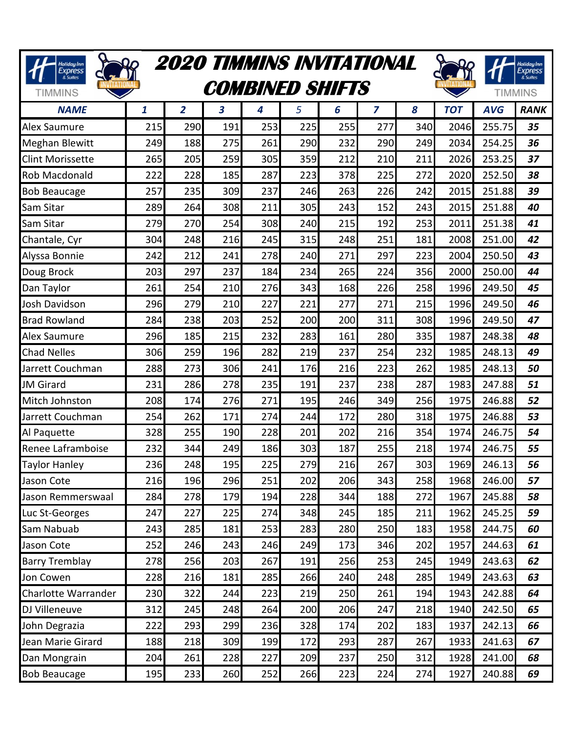# 2020 TIMMINS INVITATIONAL COMBINED SHIFTS

| NAME | 1 | 2 | 3 | 4 | 5 | 6 | 7 | 8 | TOT | AVG | RANK |
|---|---|---|---|---|---|---|---|---|---|---|---|
| Alex Saumure | 215 | 290 | 191 | 253 | 225 | 255 | 277 | 340 | 2046 | 255.75 | 35 |
| Meghan Blewitt | 249 | 188 | 275 | 261 | 290 | 232 | 290 | 249 | 2034 | 254.25 | 36 |
| Clint Morissette | 265 | 205 | 259 | 305 | 359 | 212 | 210 | 211 | 2026 | 253.25 | 37 |
| Rob Macdonald | 222 | 228 | 185 | 287 | 223 | 378 | 225 | 272 | 2020 | 252.50 | 38 |
| Bob Beaucage | 257 | 235 | 309 | 237 | 246 | 263 | 226 | 242 | 2015 | 251.88 | 39 |
| Sam Sitar | 289 | 264 | 308 | 211 | 305 | 243 | 152 | 243 | 2015 | 251.88 | 40 |
| Sam Sitar | 279 | 270 | 254 | 308 | 240 | 215 | 192 | 253 | 2011 | 251.38 | 41 |
| Chantale, Cyr | 304 | 248 | 216 | 245 | 315 | 248 | 251 | 181 | 2008 | 251.00 | 42 |
| Alyssa Bonnie | 242 | 212 | 241 | 278 | 240 | 271 | 297 | 223 | 2004 | 250.50 | 43 |
| Doug Brock | 203 | 297 | 237 | 184 | 234 | 265 | 224 | 356 | 2000 | 250.00 | 44 |
| Dan Taylor | 261 | 254 | 210 | 276 | 343 | 168 | 226 | 258 | 1996 | 249.50 | 45 |
| Josh Davidson | 296 | 279 | 210 | 227 | 221 | 277 | 271 | 215 | 1996 | 249.50 | 46 |
| Brad Rowland | 284 | 238 | 203 | 252 | 200 | 200 | 311 | 308 | 1996 | 249.50 | 47 |
| Alex Saumure | 296 | 185 | 215 | 232 | 283 | 161 | 280 | 335 | 1987 | 248.38 | 48 |
| Chad Nelles | 306 | 259 | 196 | 282 | 219 | 237 | 254 | 232 | 1985 | 248.13 | 49 |
| Jarrett Couchman | 288 | 273 | 306 | 241 | 176 | 216 | 223 | 262 | 1985 | 248.13 | 50 |
| JM Girard | 231 | 286 | 278 | 235 | 191 | 237 | 238 | 287 | 1983 | 247.88 | 51 |
| Mitch Johnston | 208 | 174 | 276 | 271 | 195 | 246 | 349 | 256 | 1975 | 246.88 | 52 |
| Jarrett Couchman | 254 | 262 | 171 | 274 | 244 | 172 | 280 | 318 | 1975 | 246.88 | 53 |
| Al Paquette | 328 | 255 | 190 | 228 | 201 | 202 | 216 | 354 | 1974 | 246.75 | 54 |
| Renee Laframboise | 232 | 344 | 249 | 186 | 303 | 187 | 255 | 218 | 1974 | 246.75 | 55 |
| Taylor Hanley | 236 | 248 | 195 | 225 | 279 | 216 | 267 | 303 | 1969 | 246.13 | 56 |
| Jason Cote | 216 | 196 | 296 | 251 | 202 | 206 | 343 | 258 | 1968 | 246.00 | 57 |
| Jason Remmerswaal | 284 | 278 | 179 | 194 | 228 | 344 | 188 | 272 | 1967 | 245.88 | 58 |
| Luc St-Georges | 247 | 227 | 225 | 274 | 348 | 245 | 185 | 211 | 1962 | 245.25 | 59 |
| Sam Nabuab | 243 | 285 | 181 | 253 | 283 | 280 | 250 | 183 | 1958 | 244.75 | 60 |
| Jason Cote | 252 | 246 | 243 | 246 | 249 | 173 | 346 | 202 | 1957 | 244.63 | 61 |
| Barry Tremblay | 278 | 256 | 203 | 267 | 191 | 256 | 253 | 245 | 1949 | 243.63 | 62 |
| Jon Cowen | 228 | 216 | 181 | 285 | 266 | 240 | 248 | 285 | 1949 | 243.63 | 63 |
| Charlotte Warrander | 230 | 322 | 244 | 223 | 219 | 250 | 261 | 194 | 1943 | 242.88 | 64 |
| DJ Villeneuve | 312 | 245 | 248 | 264 | 200 | 206 | 247 | 218 | 1940 | 242.50 | 65 |
| John Degrazia | 222 | 293 | 299 | 236 | 328 | 174 | 202 | 183 | 1937 | 242.13 | 66 |
| Jean Marie Girard | 188 | 218 | 309 | 199 | 172 | 293 | 287 | 267 | 1933 | 241.63 | 67 |
| Dan Mongrain | 204 | 261 | 228 | 227 | 209 | 237 | 250 | 312 | 1928 | 241.00 | 68 |
| Bob Beaucage | 195 | 233 | 260 | 252 | 266 | 223 | 224 | 274 | 1927 | 240.88 | 69 |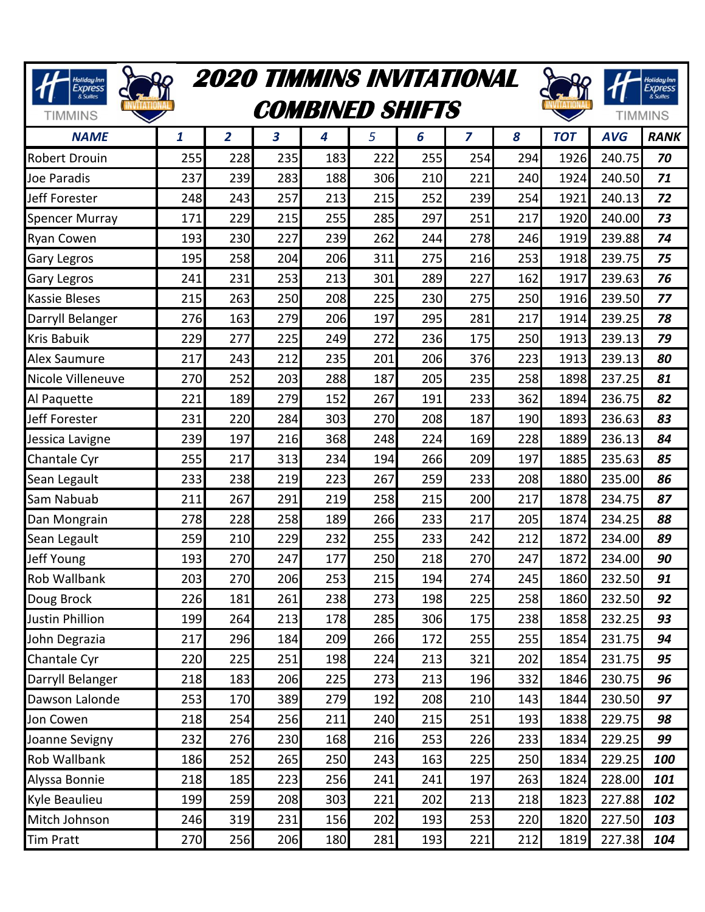# 2020 TIMMINS INVITATIONAL COMBINED SHIFTS

| NAME | 1 | 2 | 3 | 4 | 5 | 6 | 7 | 8 | TOT | AVG | RANK |
|---|---|---|---|---|---|---|---|---|---|---|---|
| Robert Drouin | 255 | 228 | 235 | 183 | 222 | 255 | 254 | 294 | 1926 | 240.75 | 70 |
| Joe Paradis | 237 | 239 | 283 | 188 | 306 | 210 | 221 | 240 | 1924 | 240.50 | 71 |
| Jeff Forester | 248 | 243 | 257 | 213 | 215 | 252 | 239 | 254 | 1921 | 240.13 | 72 |
| Spencer Murray | 171 | 229 | 215 | 255 | 285 | 297 | 251 | 217 | 1920 | 240.00 | 73 |
| Ryan Cowen | 193 | 230 | 227 | 239 | 262 | 244 | 278 | 246 | 1919 | 239.88 | 74 |
| Gary Legros | 195 | 258 | 204 | 206 | 311 | 275 | 216 | 253 | 1918 | 239.75 | 75 |
| Gary Legros | 241 | 231 | 253 | 213 | 301 | 289 | 227 | 162 | 1917 | 239.63 | 76 |
| Kassie Bleses | 215 | 263 | 250 | 208 | 225 | 230 | 275 | 250 | 1916 | 239.50 | 77 |
| Darryll Belanger | 276 | 163 | 279 | 206 | 197 | 295 | 281 | 217 | 1914 | 239.25 | 78 |
| Kris Babuik | 229 | 277 | 225 | 249 | 272 | 236 | 175 | 250 | 1913 | 239.13 | 79 |
| Alex Saumure | 217 | 243 | 212 | 235 | 201 | 206 | 376 | 223 | 1913 | 239.13 | 80 |
| Nicole Villeneuve | 270 | 252 | 203 | 288 | 187 | 205 | 235 | 258 | 1898 | 237.25 | 81 |
| Al Paquette | 221 | 189 | 279 | 152 | 267 | 191 | 233 | 362 | 1894 | 236.75 | 82 |
| Jeff Forester | 231 | 220 | 284 | 303 | 270 | 208 | 187 | 190 | 1893 | 236.63 | 83 |
| Jessica Lavigne | 239 | 197 | 216 | 368 | 248 | 224 | 169 | 228 | 1889 | 236.13 | 84 |
| Chantale Cyr | 255 | 217 | 313 | 234 | 194 | 266 | 209 | 197 | 1885 | 235.63 | 85 |
| Sean Legault | 233 | 238 | 219 | 223 | 267 | 259 | 233 | 208 | 1880 | 235.00 | 86 |
| Sam Nabuab | 211 | 267 | 291 | 219 | 258 | 215 | 200 | 217 | 1878 | 234.75 | 87 |
| Dan Mongrain | 278 | 228 | 258 | 189 | 266 | 233 | 217 | 205 | 1874 | 234.25 | 88 |
| Sean Legault | 259 | 210 | 229 | 232 | 255 | 233 | 242 | 212 | 1872 | 234.00 | 89 |
| Jeff Young | 193 | 270 | 247 | 177 | 250 | 218 | 270 | 247 | 1872 | 234.00 | 90 |
| Rob Wallbank | 203 | 270 | 206 | 253 | 215 | 194 | 274 | 245 | 1860 | 232.50 | 91 |
| Doug Brock | 226 | 181 | 261 | 238 | 273 | 198 | 225 | 258 | 1860 | 232.50 | 92 |
| Justin Phillion | 199 | 264 | 213 | 178 | 285 | 306 | 175 | 238 | 1858 | 232.25 | 93 |
| John Degrazia | 217 | 296 | 184 | 209 | 266 | 172 | 255 | 255 | 1854 | 231.75 | 94 |
| Chantale Cyr | 220 | 225 | 251 | 198 | 224 | 213 | 321 | 202 | 1854 | 231.75 | 95 |
| Darryll Belanger | 218 | 183 | 206 | 225 | 273 | 213 | 196 | 332 | 1846 | 230.75 | 96 |
| Dawson Lalonde | 253 | 170 | 389 | 279 | 192 | 208 | 210 | 143 | 1844 | 230.50 | 97 |
| Jon Cowen | 218 | 254 | 256 | 211 | 240 | 215 | 251 | 193 | 1838 | 229.75 | 98 |
| Joanne Sevigny | 232 | 276 | 230 | 168 | 216 | 253 | 226 | 233 | 1834 | 229.25 | 99 |
| Rob Wallbank | 186 | 252 | 265 | 250 | 243 | 163 | 225 | 250 | 1834 | 229.25 | 100 |
| Alyssa Bonnie | 218 | 185 | 223 | 256 | 241 | 241 | 197 | 263 | 1824 | 228.00 | 101 |
| Kyle Beaulieu | 199 | 259 | 208 | 303 | 221 | 202 | 213 | 218 | 1823 | 227.88 | 102 |
| Mitch Johnson | 246 | 319 | 231 | 156 | 202 | 193 | 253 | 220 | 1820 | 227.50 | 103 |
| Tim Pratt | 270 | 256 | 206 | 180 | 281 | 193 | 221 | 212 | 1819 | 227.38 | 104 |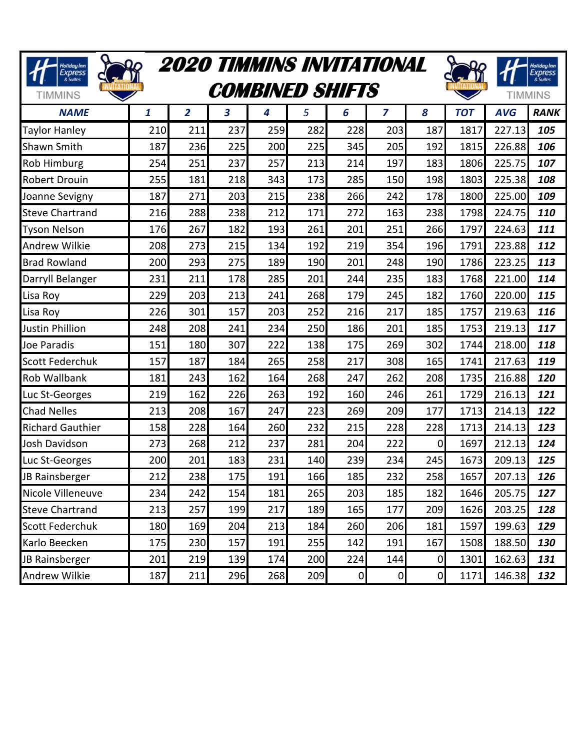# 2020 TIMMINS INVITATIONAL COMBINED SHIFTS

| NAME | 1 | 2 | 3 | 4 | 5 | 6 | 7 | 8 | TOT | AVG | RANK |
|---|---|---|---|---|---|---|---|---|---|---|---|
| Taylor Hanley | 210 | 211 | 237 | 259 | 282 | 228 | 203 | 187 | 1817 | 227.13 | 105 |
| Shawn Smith | 187 | 236 | 225 | 200 | 225 | 345 | 205 | 192 | 1815 | 226.88 | 106 |
| Rob Himburg | 254 | 251 | 237 | 257 | 213 | 214 | 197 | 183 | 1806 | 225.75 | 107 |
| Robert Drouin | 255 | 181 | 218 | 343 | 173 | 285 | 150 | 198 | 1803 | 225.38 | 108 |
| Joanne Sevigny | 187 | 271 | 203 | 215 | 238 | 266 | 242 | 178 | 1800 | 225.00 | 109 |
| Steve Chartrand | 216 | 288 | 238 | 212 | 171 | 272 | 163 | 238 | 1798 | 224.75 | 110 |
| Tyson Nelson | 176 | 267 | 182 | 193 | 261 | 201 | 251 | 266 | 1797 | 224.63 | 111 |
| Andrew Wilkie | 208 | 273 | 215 | 134 | 192 | 219 | 354 | 196 | 1791 | 223.88 | 112 |
| Brad Rowland | 200 | 293 | 275 | 189 | 190 | 201 | 248 | 190 | 1786 | 223.25 | 113 |
| Darryll Belanger | 231 | 211 | 178 | 285 | 201 | 244 | 235 | 183 | 1768 | 221.00 | 114 |
| Lisa Roy | 229 | 203 | 213 | 241 | 268 | 179 | 245 | 182 | 1760 | 220.00 | 115 |
| Lisa Roy | 226 | 301 | 157 | 203 | 252 | 216 | 217 | 185 | 1757 | 219.63 | 116 |
| Justin Phillion | 248 | 208 | 241 | 234 | 250 | 186 | 201 | 185 | 1753 | 219.13 | 117 |
| Joe Paradis | 151 | 180 | 307 | 222 | 138 | 175 | 269 | 302 | 1744 | 218.00 | 118 |
| Scott Federchuk | 157 | 187 | 184 | 265 | 258 | 217 | 308 | 165 | 1741 | 217.63 | 119 |
| Rob Wallbank | 181 | 243 | 162 | 164 | 268 | 247 | 262 | 208 | 1735 | 216.88 | 120 |
| Luc St-Georges | 219 | 162 | 226 | 263 | 192 | 160 | 246 | 261 | 1729 | 216.13 | 121 |
| Chad Nelles | 213 | 208 | 167 | 247 | 223 | 269 | 209 | 177 | 1713 | 214.13 | 122 |
| Richard Gauthier | 158 | 228 | 164 | 260 | 232 | 215 | 228 | 228 | 1713 | 214.13 | 123 |
| Josh Davidson | 273 | 268 | 212 | 237 | 281 | 204 | 222 | 0 | 1697 | 212.13 | 124 |
| Luc St-Georges | 200 | 201 | 183 | 231 | 140 | 239 | 234 | 245 | 1673 | 209.13 | 125 |
| JB Rainsberger | 212 | 238 | 175 | 191 | 166 | 185 | 232 | 258 | 1657 | 207.13 | 126 |
| Nicole Villeneuve | 234 | 242 | 154 | 181 | 265 | 203 | 185 | 182 | 1646 | 205.75 | 127 |
| Steve Chartrand | 213 | 257 | 199 | 217 | 189 | 165 | 177 | 209 | 1626 | 203.25 | 128 |
| Scott Federchuk | 180 | 169 | 204 | 213 | 184 | 260 | 206 | 181 | 1597 | 199.63 | 129 |
| Karlo Beecken | 175 | 230 | 157 | 191 | 255 | 142 | 191 | 167 | 1508 | 188.50 | 130 |
| JB Rainsberger | 201 | 219 | 139 | 174 | 200 | 224 | 144 | 0 | 1301 | 162.63 | 131 |
| Andrew Wilkie | 187 | 211 | 296 | 268 | 209 | 0 | 0 | 0 | 1171 | 146.38 | 132 |